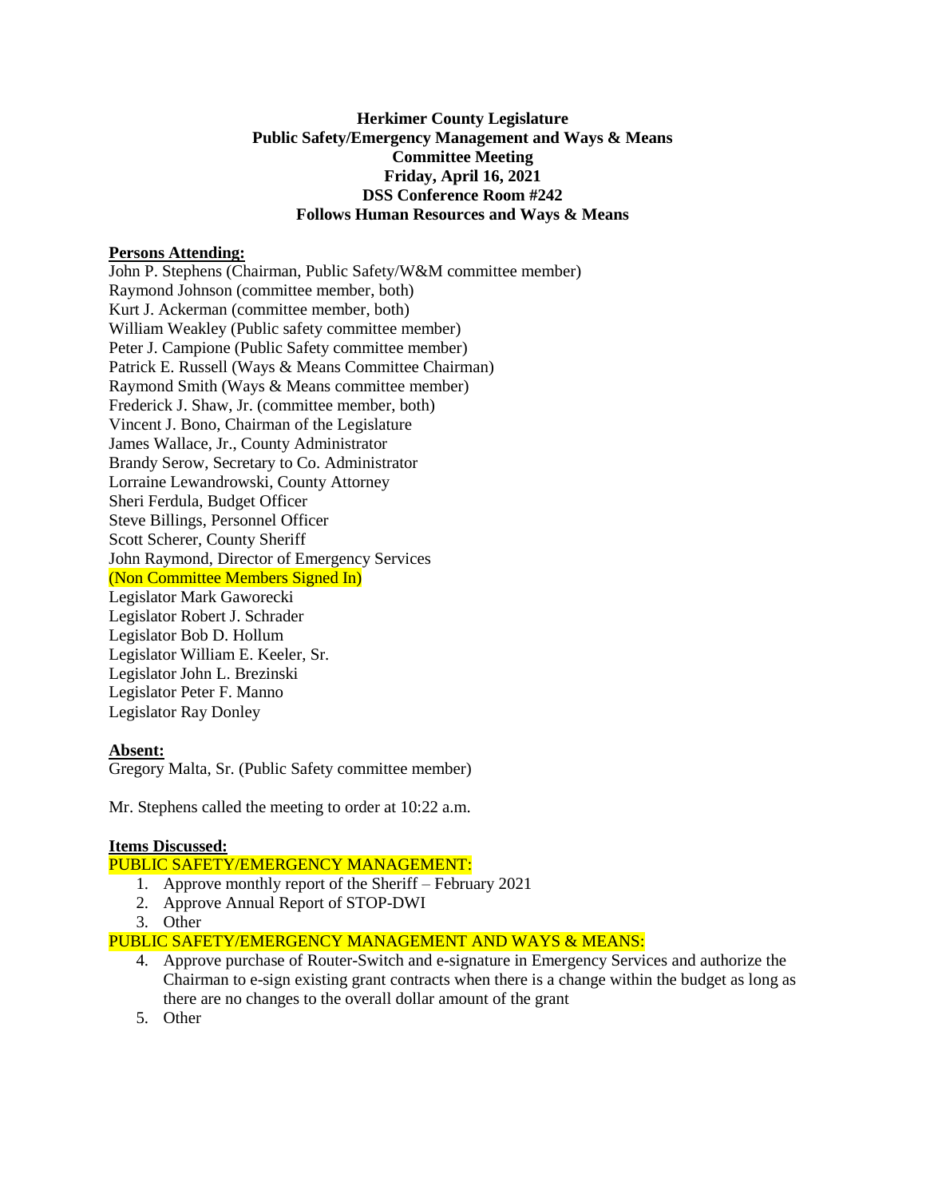**Herkimer County Legislature**
**Public Safety/Emergency Management and Ways & Means**
**Committee Meeting**
**Friday, April 16, 2021**
**DSS Conference Room #242**
**Follows Human Resources and Ways & Means**

**Persons Attending:**

John P. Stephens (Chairman, Public Safety/W&M committee member)
Raymond Johnson (committee member, both)
Kurt J. Ackerman (committee member, both)
William Weakley (Public safety committee member)
Peter J. Campione (Public Safety committee member)
Patrick E. Russell (Ways & Means Committee Chairman)
Raymond Smith (Ways & Means committee member)
Frederick J. Shaw, Jr. (committee member, both)
Vincent J. Bono, Chairman of the Legislature
James Wallace, Jr., County Administrator
Brandy Serow, Secretary to Co. Administrator
Lorraine Lewandrowski, County Attorney
Sheri Ferdula, Budget Officer
Steve Billings, Personnel Officer
Scott Scherer, County Sheriff
John Raymond, Director of Emergency Services
(Non Committee Members Signed In)
Legislator Mark Gaworecki
Legislator Robert J. Schrader
Legislator Bob D. Hollum
Legislator William E. Keeler, Sr.
Legislator John L. Brezinski
Legislator Peter F. Manno
Legislator Ray Donley

**Absent:**

Gregory Malta, Sr. (Public Safety committee member)

Mr. Stephens called the meeting to order at 10:22 a.m.

**Items Discussed:**

PUBLIC SAFETY/EMERGENCY MANAGEMENT:

1. Approve monthly report of the Sheriff – February 2021
2. Approve Annual Report of STOP-DWI
3. Other

PUBLIC SAFETY/EMERGENCY MANAGEMENT AND WAYS & MEANS:

4. Approve purchase of Router-Switch and e-signature in Emergency Services and authorize the Chairman to e-sign existing grant contracts when there is a change within the budget as long as there are no changes to the overall dollar amount of the grant
5. Other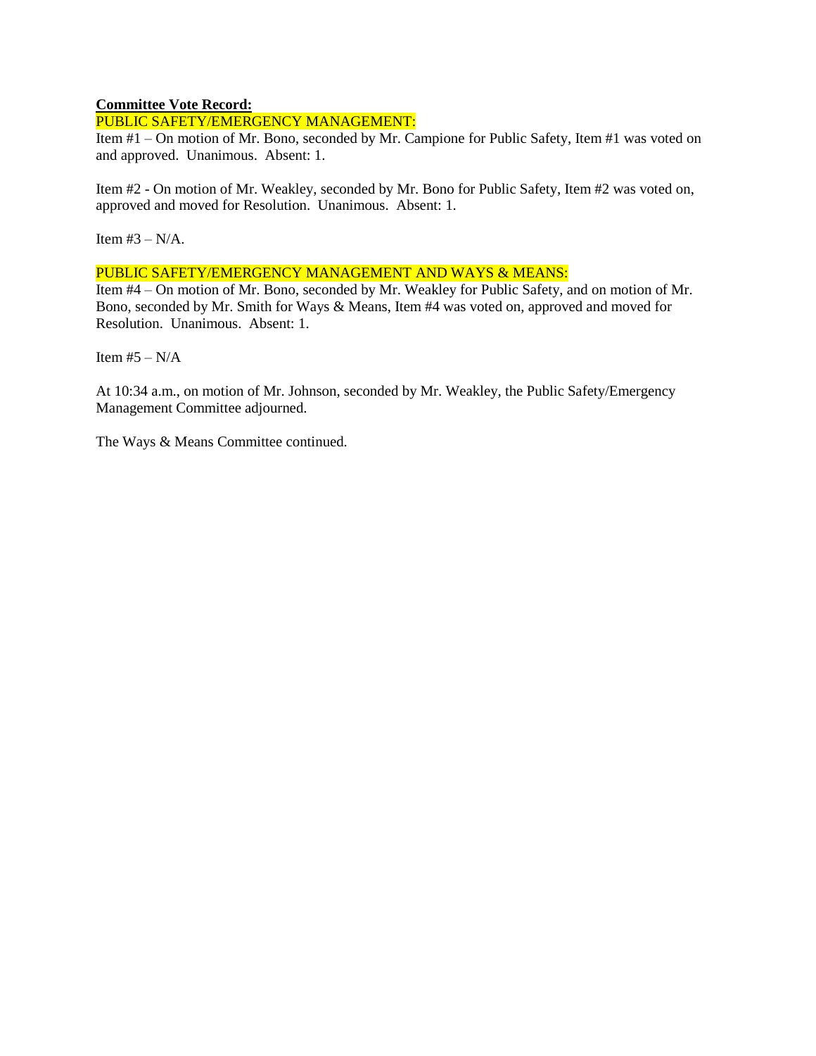**Committee Vote Record:**

PUBLIC SAFETY/EMERGENCY MANAGEMENT:

Item #1 – On motion of Mr. Bono, seconded by Mr. Campione for Public Safety, Item #1 was voted on and approved. Unanimous. Absent: 1.

Item #2 - On motion of Mr. Weakley, seconded by Mr. Bono for Public Safety, Item #2 was voted on, approved and moved for Resolution. Unanimous. Absent: 1.

Item #3 – N/A.

PUBLIC SAFETY/EMERGENCY MANAGEMENT AND WAYS & MEANS:

Item #4 – On motion of Mr. Bono, seconded by Mr. Weakley for Public Safety, and on motion of Mr. Bono, seconded by Mr. Smith for Ways & Means, Item #4 was voted on, approved and moved for Resolution. Unanimous. Absent: 1.

Item #5 – N/A

At 10:34 a.m., on motion of Mr. Johnson, seconded by Mr. Weakley, the Public Safety/Emergency Management Committee adjourned.

The Ways & Means Committee continued.